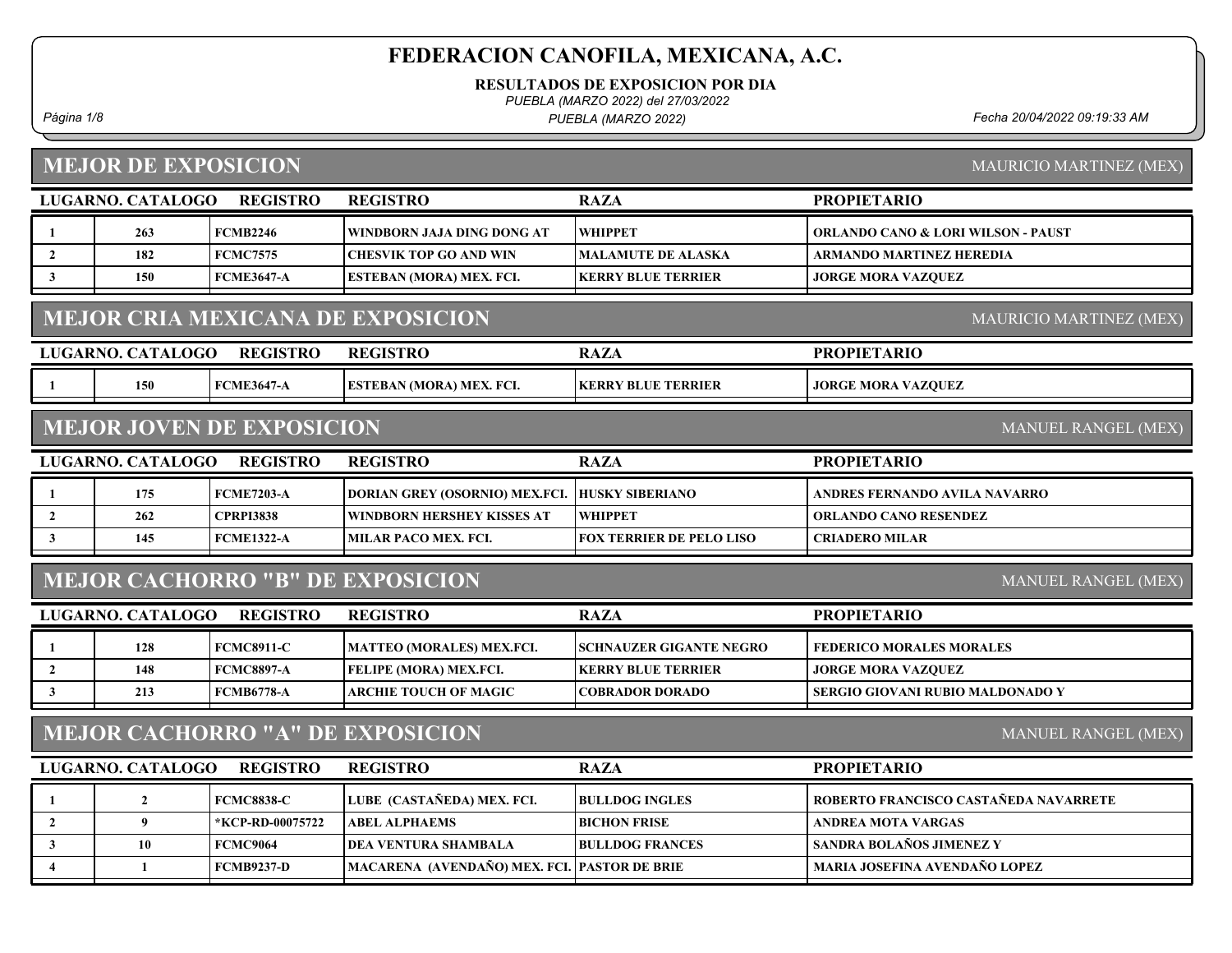# FEDERACION CANOFILA, MEXICANA, A.C.

**RESULTADOS DE EXPOSICION POR DIA**

*PUEBLA (MARZO 2022) del 27/03/2022*

*PUEBLA (MARZO 2022)*

*Fecha 20/04/2022 09:19:33 AM*

## MEJOR DE EXPOSICION

MAURICIO MARTINEZ (MEX)

| LUGAR | NO. CATALOGO | REGISTRO | REGISTRO | RAZA | PROPIETARIO |
|---|---|---|---|---|---|
| 1 | 263 | FCMB2246 | WINDBORN JAJA DING DONG AT | WHIPPET | ORLANDO CANO & LORI WILSON - PAUST |
| 2 | 182 | FCMC7575 | CHESVIK TOP GO AND WIN | MALAMUTE DE ALASKA | ARMANDO MARTINEZ HEREDIA |
| 3 | 150 | FCME3647-A | ESTEBAN (MORA) MEX. FCI. | KERRY BLUE TERRIER | JORGE MORA VAZQUEZ |

## MEJOR CRIA MEXICANA DE EXPOSICION

MAURICIO MARTINEZ (MEX)

| LUGAR | NO. CATALOGO | REGISTRO | REGISTRO | RAZA | PROPIETARIO |
|---|---|---|---|---|---|
| 1 | 150 | FCME3647-A | ESTEBAN (MORA) MEX. FCI. | KERRY BLUE TERRIER | JORGE MORA VAZQUEZ |

## MEJOR JOVEN DE EXPOSICION

MANUEL RANGEL (MEX)

| LUGAR | NO. CATALOGO | REGISTRO | REGISTRO | RAZA | PROPIETARIO |
|---|---|---|---|---|---|
| 1 | 175 | FCME7203-A | DORIAN GREY (OSORNIO) MEX.FCI. | HUSKY SIBERIANO | ANDRES FERNANDO AVILA NAVARRO |
| 2 | 262 | CPRPI3838 | WINDBORN HERSHEY KISSES AT | WHIPPET | ORLANDO CANO RESENDEZ |
| 3 | 145 | FCME1322-A | MILAR PACO MEX. FCI. | FOX TERRIER DE PELO LISO | CRIADERO MILAR |

## MEJOR CACHORRO "B" DE EXPOSICION

MANUEL RANGEL (MEX)

| LUGAR | NO. CATALOGO | REGISTRO | REGISTRO | RAZA | PROPIETARIO |
|---|---|---|---|---|---|
| 1 | 128 | FCMC8911-C | MATTEO (MORALES) MEX.FCI. | SCHNAUZER GIGANTE NEGRO | FEDERICO MORALES MORALES |
| 2 | 148 | FCMC8897-A | FELIPE (MORA) MEX.FCI. | KERRY BLUE TERRIER | JORGE MORA VAZQUEZ |
| 3 | 213 | FCMB6778-A | ARCHIE TOUCH OF MAGIC | COBRADOR DORADO | SERGIO GIOVANI RUBIO MALDONADO Y |

## MEJOR CACHORRO "A" DE EXPOSICION

MANUEL RANGEL (MEX)

| LUGAR | NO. CATALOGO | REGISTRO | REGISTRO | RAZA | PROPIETARIO |
|---|---|---|---|---|---|
| 1 | 2 | FCMC8838-C | LUBE (CASTAÑEDA) MEX. FCI. | BULLDOG INGLES | ROBERTO FRANCISCO CASTAÑEDA NAVARRETE |
| 2 | 9 | *KCP-RD-00075722 | ABEL ALPHAEMS | BICHON FRISE | ANDREA MOTA VARGAS |
| 3 | 10 | FCMC9064 | DEA VENTURA SHAMBALA | BULLDOG FRANCES | SANDRA BOLAÑOS JIMENEZ Y |
| 4 | 1 | FCMB9237-D | MACARENA (AVENDAÑO) MEX. FCI. | PASTOR DE BRIE | MARIA JOSEFINA AVENDAÑO LOPEZ |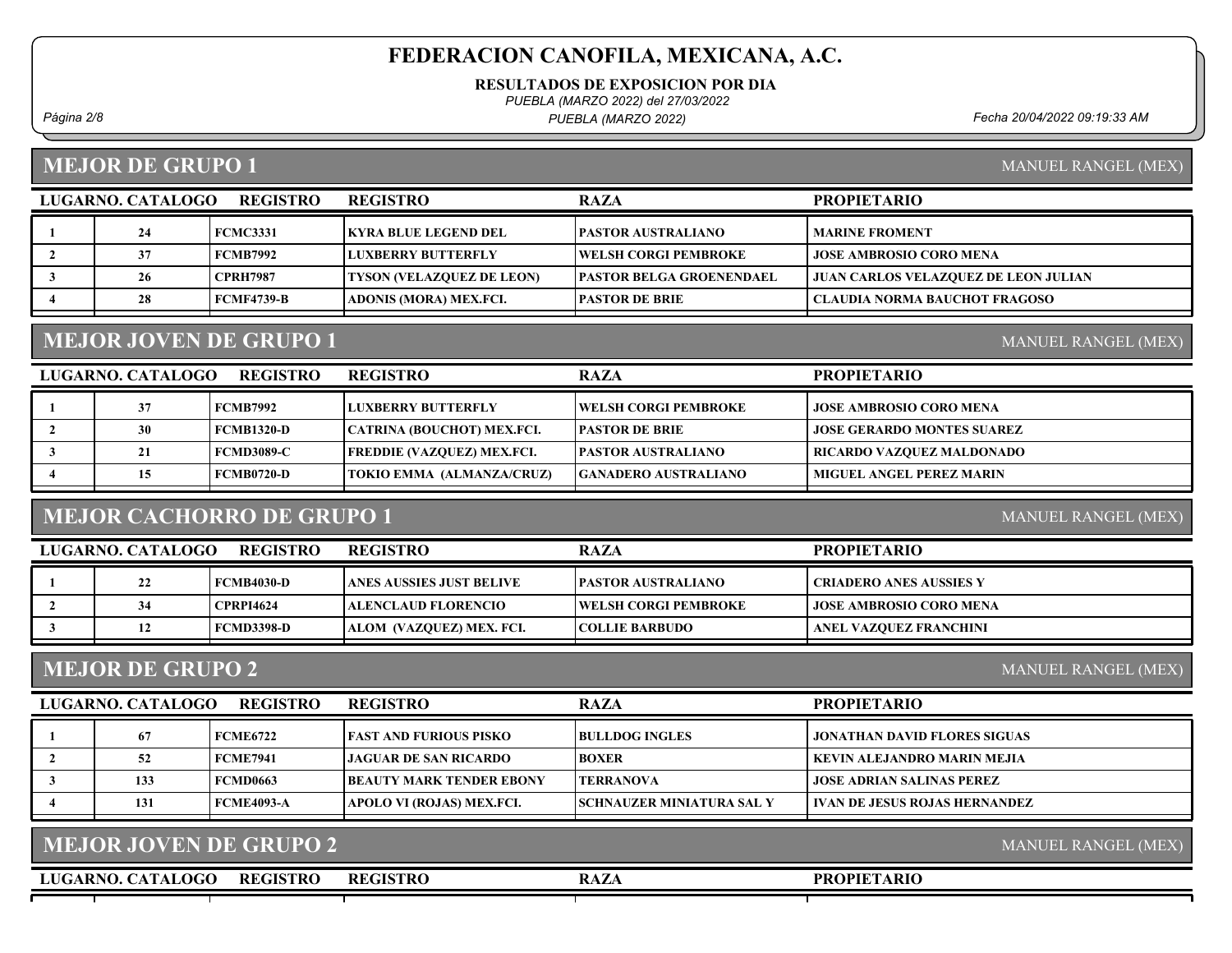# FEDERACION CANOFILA, MEXICANA, A.C.

**RESULTADOS DE EXPOSICION POR DIA**

*PUEBLA (MARZO 2022) del 27/03/2022*

*PUEBLA (MARZO 2022)*

*Fecha 20/04/2022 09:19:33 AM*

## MEJOR DE GRUPO 1

MANUEL RANGEL (MEX)

| LUGAR | NO. CATALOGO | REGISTRO | REGISTRO | RAZA | PROPIETARIO |
|---|---|---|---|---|---|
| 1 | 24 | FCMC3331 | KYRA BLUE LEGEND DEL | PASTOR AUSTRALIANO | MARINE FROMENT |
| 2 | 37 | FCMB7992 | LUXBERRY BUTTERFLY | WELSH CORGI PEMBROKE | JOSE AMBROSIO CORO MENA |
| 3 | 26 | CPRH7987 | TYSON (VELAZQUEZ DE LEON) | PASTOR BELGA GROENENDAEL | JUAN CARLOS VELAZQUEZ DE LEON JULIAN |
| 4 | 28 | FCMF4739-B | ADONIS (MORA) MEX.FCI. | PASTOR DE BRIE | CLAUDIA NORMA BAUCHOT FRAGOSO |

## MEJOR JOVEN DE GRUPO 1

MANUEL RANGEL (MEX)

| LUGAR | NO. CATALOGO | REGISTRO | REGISTRO | RAZA | PROPIETARIO |
|---|---|---|---|---|---|
| 1 | 37 | FCMB7992 | LUXBERRY BUTTERFLY | WELSH CORGI PEMBROKE | JOSE AMBROSIO CORO MENA |
| 2 | 30 | FCMB1320-D | CATRINA (BOUCHOT) MEX.FCI. | PASTOR DE BRIE | JOSE GERARDO MONTES SUAREZ |
| 3 | 21 | FCMD3089-C | FREDDIE (VAZQUEZ) MEX.FCI. | PASTOR AUSTRALIANO | RICARDO VAZQUEZ MALDONADO |
| 4 | 15 | FCMB0720-D | TOKIO EMMA (ALMANZA/CRUZ) | GANADERO AUSTRALIANO | MIGUEL ANGEL PEREZ MARIN |

## MEJOR CACHORRO DE GRUPO 1

MANUEL RANGEL (MEX)

| LUGAR | NO. CATALOGO | REGISTRO | REGISTRO | RAZA | PROPIETARIO |
|---|---|---|---|---|---|
| 1 | 22 | FCMB4030-D | ANES AUSSIES JUST BELIVE | PASTOR AUSTRALIANO | CRIADERO ANES AUSSIES Y |
| 2 | 34 | CPRPI4624 | ALENCLAUD FLORENCIO | WELSH CORGI PEMBROKE | JOSE AMBROSIO CORO MENA |
| 3 | 12 | FCMD3398-D | ALOM (VAZQUEZ) MEX. FCI. | COLLIE BARBUDO | ANEL VAZQUEZ FRANCHINI |

## MEJOR DE GRUPO 2

MANUEL RANGEL (MEX)

| LUGAR | NO. CATALOGO | REGISTRO | REGISTRO | RAZA | PROPIETARIO |
|---|---|---|---|---|---|
| 1 | 67 | FCME6722 | FAST AND FURIOUS PISKO | BULLDOG INGLES | JONATHAN DAVID FLORES SIGUAS |
| 2 | 52 | FCME7941 | JAGUAR DE SAN RICARDO | BOXER | KEVIN ALEJANDRO MARIN MEJIA |
| 3 | 133 | FCMD0663 | BEAUTY MARK TENDER EBONY | TERRANOVA | JOSE ADRIAN SALINAS PEREZ |
| 4 | 131 | FCME4093-A | APOLO VI (ROJAS) MEX.FCI. | SCHNAUZER MINIATURA SAL Y | IVAN DE JESUS ROJAS HERNANDEZ |

## MEJOR JOVEN DE GRUPO 2

MANUEL RANGEL (MEX)

| LUGAR | NO. CATALOGO | REGISTRO | REGISTRO | RAZA | PROPIETARIO |
|---|---|---|---|---|---|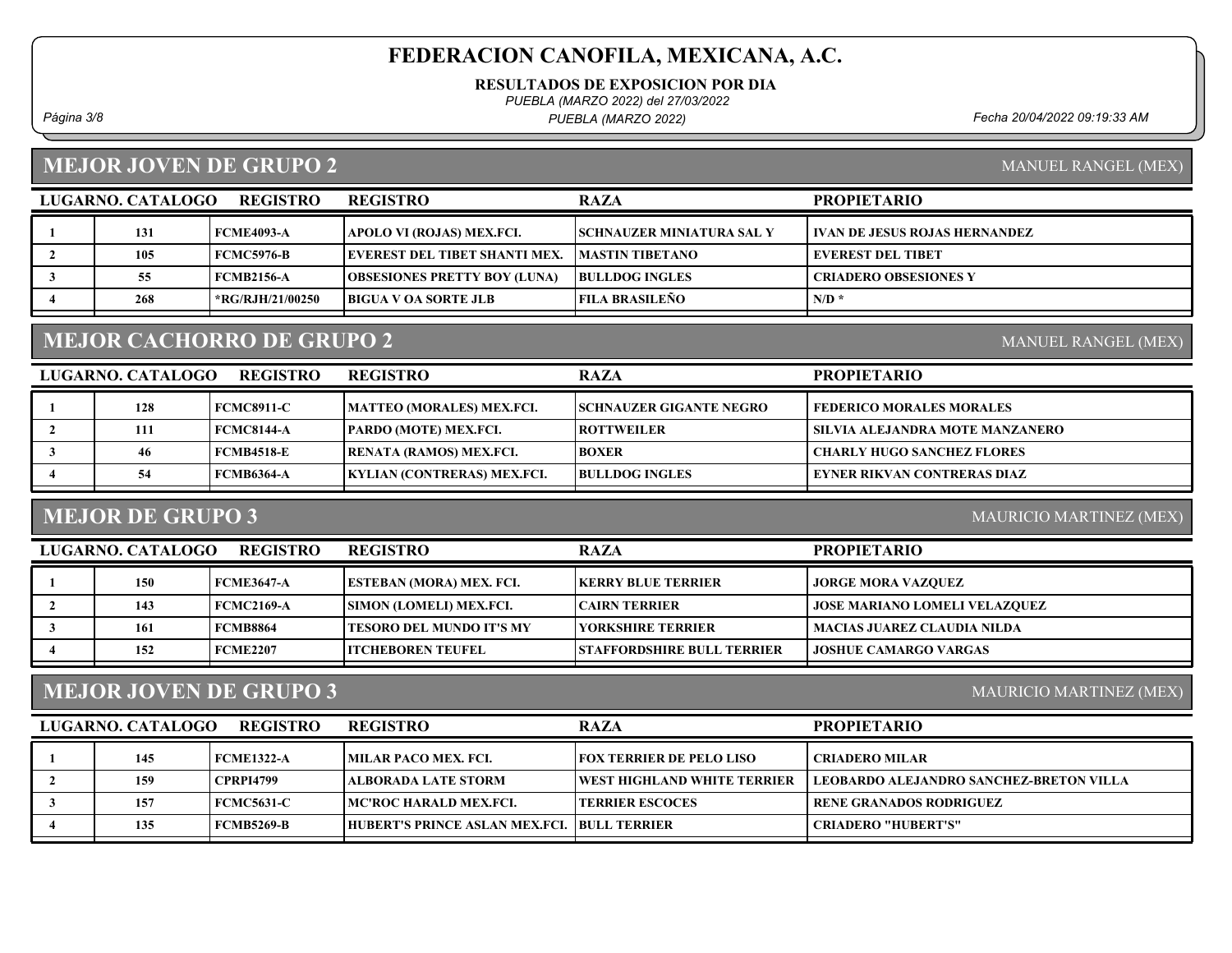## MEJOR JOVEN DE GRUPO 2

MANUEL RANGEL (MEX)

| LUGAR | NO. CATALOGO | REGISTRO | REGISTRO | RAZA | PROPIETARIO |
|---|---|---|---|---|---|
| 1 | 131 | FCME4093-A | APOLO VI (ROJAS) MEX.FCI. | SCHNAUZER MINIATURA SAL Y | IVAN DE JESUS ROJAS HERNANDEZ |
| 2 | 105 | FCMC5976-B | EVEREST DEL TIBET SHANTI MEX. | MASTIN TIBETANO | EVEREST DEL TIBET |
| 3 | 55 | FCMB2156-A | OBSESIONES PRETTY BOY (LUNA) | BULLDOG INGLES | CRIADERO OBSESIONES Y |
| 4 | 268 | *RG/RJH/21/00250 | BIGUA V OA SORTE JLB | FILA BRASILEÑO | N/D * |

## MEJOR CACHORRO DE GRUPO 2

MANUEL RANGEL (MEX)

| LUGAR | NO. CATALOGO | REGISTRO | REGISTRO | RAZA | PROPIETARIO |
|---|---|---|---|---|---|
| 1 | 128 | FCMC8911-C | MATTEO (MORALES) MEX.FCI. | SCHNAUZER GIGANTE NEGRO | FEDERICO MORALES MORALES |
| 2 | 111 | FCMC8144-A | PARDO (MOTE) MEX.FCI. | ROTTWEILER | SILVIA ALEJANDRA MOTE MANZANERO |
| 3 | 46 | FCMB4518-E | RENATA (RAMOS) MEX.FCI. | BOXER | CHARLY HUGO SANCHEZ FLORES |
| 4 | 54 | FCMB6364-A | KYLIAN (CONTRERAS) MEX.FCI. | BULLDOG INGLES | EYNER RIKVAN CONTRERAS DIAZ |

## MEJOR DE GRUPO 3

MAURICIO MARTINEZ (MEX)

| LUGAR | NO. CATALOGO | REGISTRO | REGISTRO | RAZA | PROPIETARIO |
|---|---|---|---|---|---|
| 1 | 150 | FCME3647-A | ESTEBAN (MORA) MEX. FCI. | KERRY BLUE TERRIER | JORGE MORA VAZQUEZ |
| 2 | 143 | FCMC2169-A | SIMON (LOMELI) MEX.FCI. | CAIRN TERRIER | JOSE MARIANO LOMELI VELAZQUEZ |
| 3 | 161 | FCMB8864 | TESORO DEL MUNDO IT'S MY | YORKSHIRE TERRIER | MACIAS JUAREZ CLAUDIA NILDA |
| 4 | 152 | FCME2207 | ITCHEBOREN TEUFEL | STAFFORDSHIRE BULL TERRIER | JOSHUE CAMARGO VARGAS |

## MEJOR JOVEN DE GRUPO 3

MAURICIO MARTINEZ (MEX)

| LUGAR | NO. CATALOGO | REGISTRO | REGISTRO | RAZA | PROPIETARIO |
|---|---|---|---|---|---|
| 1 | 145 | FCME1322-A | MILAR PACO MEX. FCI. | FOX TERRIER DE PELO LISO | CRIADERO MILAR |
| 2 | 159 | CPRPI4799 | ALBORADA LATE STORM | WEST HIGHLAND WHITE TERRIER | LEOBARDO ALEJANDRO SANCHEZ-BRETON VILLA |
| 3 | 157 | FCMC5631-C | MC'ROC HARALD MEX.FCI. | TERRIER ESCOCES | RENE GRANADOS RODRIGUEZ |
| 4 | 135 | FCMB5269-B | HUBERT'S PRINCE ASLAN MEX.FCI. | BULL TERRIER | CRIADERO "HUBERT'S" |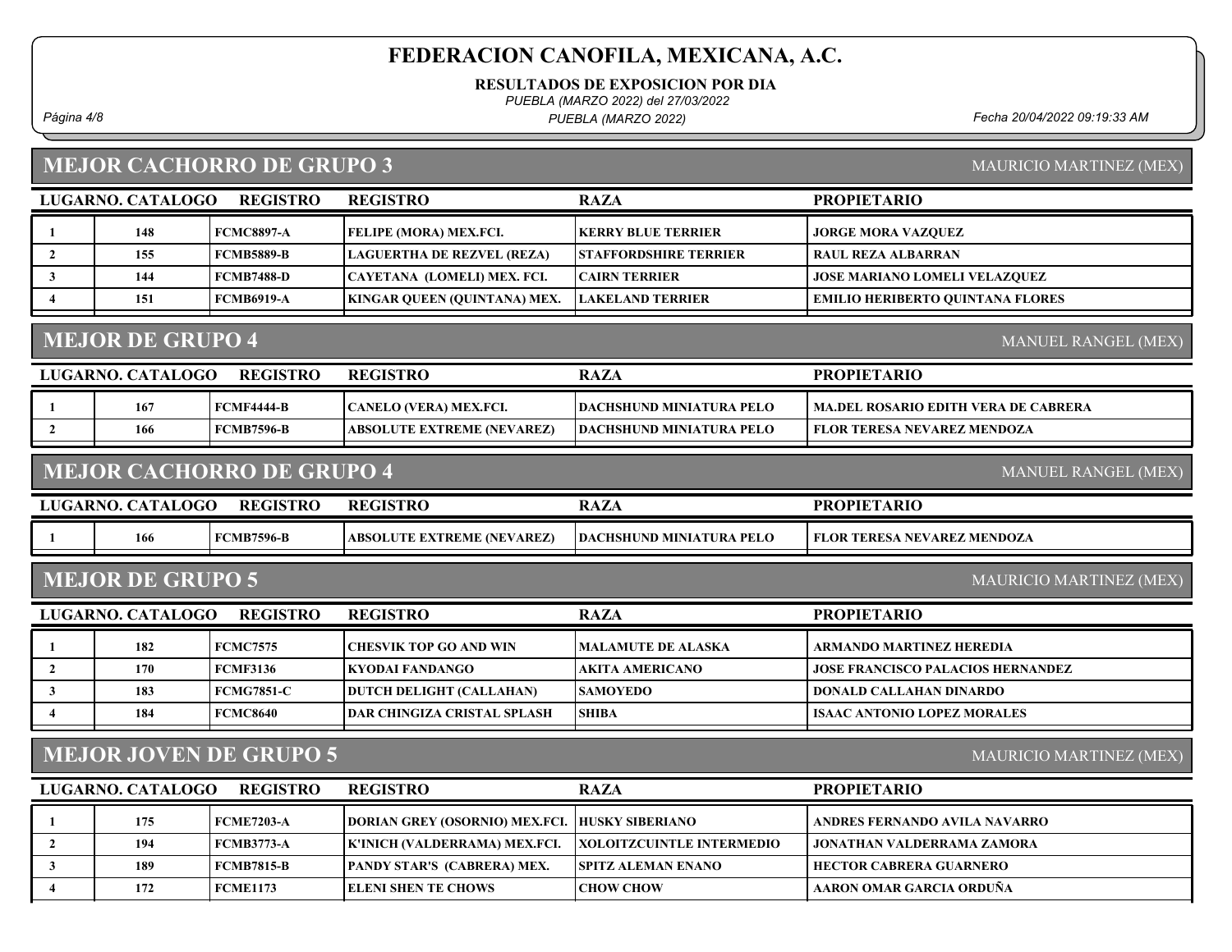# FEDERACION CANOFILA, MEXICANA, A.C.

**RESULTADOS DE EXPOSICION POR DIA**

*PUEBLA (MARZO 2022) del 27/03/2022*

*PUEBLA (MARZO 2022)*

*Fecha 20/04/2022 09:19:33 AM*

## MEJOR CACHORRO DE GRUPO 3

MAURICIO MARTINEZ (MEX)

| LUGAR | NO. CATALOGO | REGISTRO | REGISTRO | RAZA | PROPIETARIO |
|---|---|---|---|---|---|
| 1 | 148 | FCMC8897-A | FELIPE (MORA) MEX.FCI. | KERRY BLUE TERRIER | JORGE MORA VAZQUEZ |
| 2 | 155 | FCMB5889-B | LAGUERTHA DE REZVEL (REZA) | STAFFORDSHIRE TERRIER | RAUL REZA ALBARRAN |
| 3 | 144 | FCMB7488-D | CAYETANA (LOMELI) MEX. FCI. | CAIRN TERRIER | JOSE MARIANO LOMELI VELAZQUEZ |
| 4 | 151 | FCMB6919-A | KINGAR QUEEN (QUINTANA) MEX. | LAKELAND TERRIER | EMILIO HERIBERTO QUINTANA FLORES |

## MEJOR DE GRUPO 4

MANUEL RANGEL (MEX)

| LUGAR | NO. CATALOGO | REGISTRO | REGISTRO | RAZA | PROPIETARIO |
|---|---|---|---|---|---|
| 1 | 167 | FCMF4444-B | CANELO (VERA) MEX.FCI. | DACHSHUND MINIATURA PELO | MA.DEL ROSARIO EDITH VERA DE CABRERA |
| 2 | 166 | FCMB7596-B | ABSOLUTE EXTREME (NEVAREZ) | DACHSHUND MINIATURA PELO | FLOR TERESA NEVAREZ MENDOZA |

## MEJOR CACHORRO DE GRUPO 4

MANUEL RANGEL (MEX)

| LUGAR | NO. CATALOGO | REGISTRO | REGISTRO | RAZA | PROPIETARIO |
|---|---|---|---|---|---|
| 1 | 166 | FCMB7596-B | ABSOLUTE EXTREME (NEVAREZ) | DACHSHUND MINIATURA PELO | FLOR TERESA NEVAREZ MENDOZA |

## MEJOR DE GRUPO 5

MAURICIO MARTINEZ (MEX)

| LUGAR | NO. CATALOGO | REGISTRO | REGISTRO | RAZA | PROPIETARIO |
|---|---|---|---|---|---|
| 1 | 182 | FCMC7575 | CHESVIK TOP GO AND WIN | MALAMUTE DE ALASKA | ARMANDO MARTINEZ HEREDIA |
| 2 | 170 | FCMF3136 | KYODAI FANDANGO | AKITA AMERICANO | JOSE FRANCISCO PALACIOS HERNANDEZ |
| 3 | 183 | FCMG7851-C | DUTCH DELIGHT (CALLAHAN) | SAMOYEDO | DONALD CALLAHAN DINARDO |
| 4 | 184 | FCMC8640 | DAR CHINGIZA CRISTAL SPLASH | SHIBA | ISAAC ANTONIO LOPEZ MORALES |

## MEJOR JOVEN DE GRUPO 5

MAURICIO MARTINEZ (MEX)

| LUGAR | NO. CATALOGO | REGISTRO | REGISTRO | RAZA | PROPIETARIO |
|---|---|---|---|---|---|
| 1 | 175 | FCME7203-A | DORIAN GREY (OSORNIO) MEX.FCI. | HUSKY SIBERIANO | ANDRES FERNANDO AVILA NAVARRO |
| 2 | 194 | FCMB3773-A | K'INICH (VALDERRAMA) MEX.FCI. | XOLOITZCUINTLE INTERMEDIO | JONATHAN VALDERRAMA ZAMORA |
| 3 | 189 | FCMB7815-B | PANDY STAR'S (CABRERA) MEX. | SPITZ ALEMAN ENANO | HECTOR CABRERA GUARNERO |
| 4 | 172 | FCME1173 | ELENI SHEN TE CHOWS | CHOW CHOW | AARON OMAR GARCIA ORDUÑA |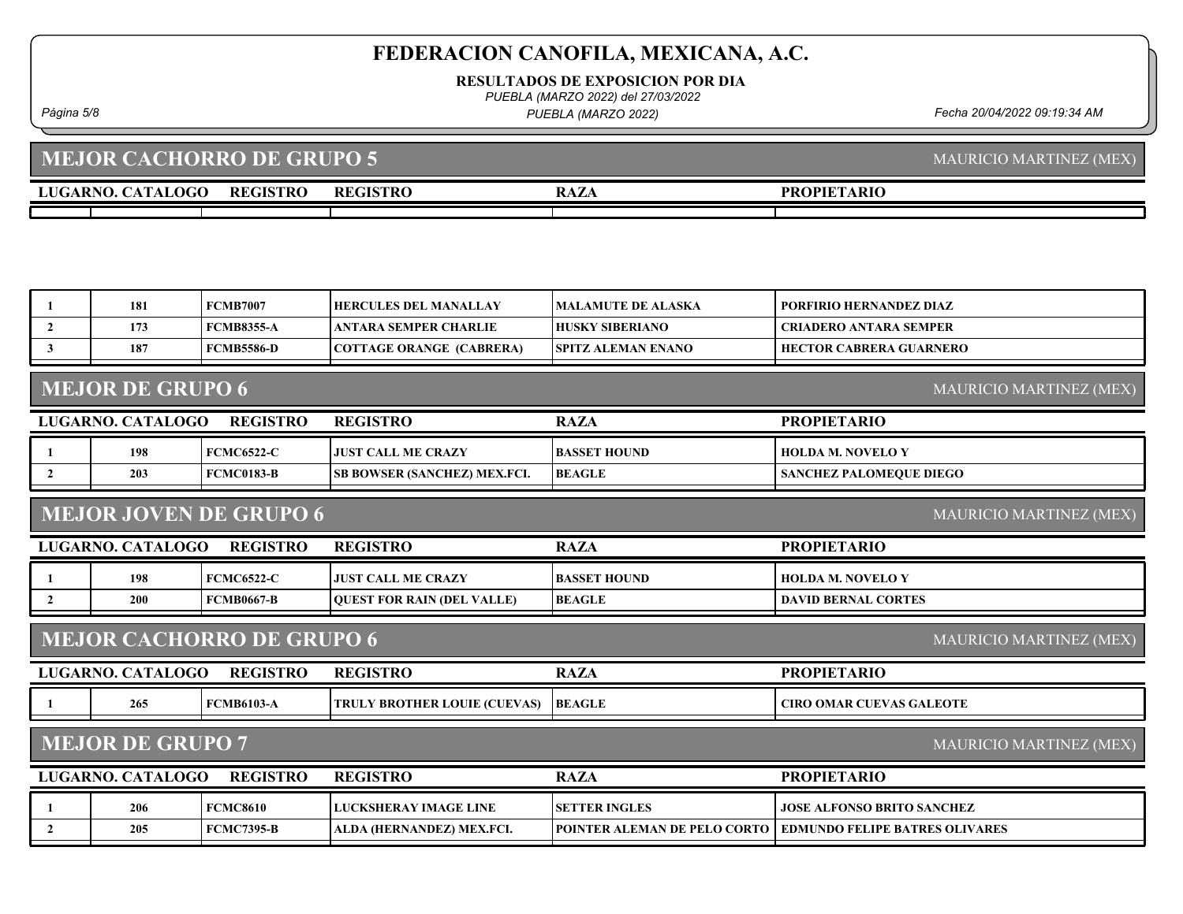# FEDERACION CANOFILA, MEXICANA, A.C.

**RESULTADOS DE EXPOSICION POR DIA**

*PUEBLA (MARZO 2022) del 27/03/2022*

*PUEBLA (MARZO 2022)*

*Fecha 20/04/2022 09:19:34 AM*

## MEJOR CACHORRO DE GRUPO 5

MAURICIO MARTINEZ (MEX)

| LUGAR | NO. CATALOGO | REGISTRO | REGISTRO | RAZA | PROPIETARIO |
|---|---|---|---|---|---|
| 1 | 181 | FCMB7007 | HERCULES DEL MANALLAY | MALAMUTE DE ALASKA | PORFIRIO HERNANDEZ DIAZ |
| 2 | 173 | FCMB8355-A | ANTARA SEMPER CHARLIE | HUSKY SIBERIANO | CRIADERO ANTARA SEMPER |
| 3 | 187 | FCMB5586-D | COTTAGE ORANGE (CABRERA) | SPITZ ALEMAN ENANO | HECTOR CABRERA GUARNERO |

## MEJOR DE GRUPO 6

MAURICIO MARTINEZ (MEX)

| LUGAR | NO. CATALOGO | REGISTRO | REGISTRO | RAZA | PROPIETARIO |
|---|---|---|---|---|---|
| 1 | 198 | FCMC6522-C | JUST CALL ME CRAZY | BASSET HOUND | HOLDA M. NOVELO Y |
| 2 | 203 | FCMC0183-B | SB BOWSER (SANCHEZ) MEX.FCI. | BEAGLE | SANCHEZ PALOMEQUE DIEGO |

## MEJOR JOVEN DE GRUPO 6

MAURICIO MARTINEZ (MEX)

| LUGAR | NO. CATALOGO | REGISTRO | REGISTRO | RAZA | PROPIETARIO |
|---|---|---|---|---|---|
| 1 | 198 | FCMC6522-C | JUST CALL ME CRAZY | BASSET HOUND | HOLDA M. NOVELO Y |
| 2 | 200 | FCMB0667-B | QUEST FOR RAIN (DEL VALLE) | BEAGLE | DAVID BERNAL CORTES |

## MEJOR CACHORRO DE GRUPO 6

MAURICIO MARTINEZ (MEX)

| LUGAR | NO. CATALOGO | REGISTRO | REGISTRO | RAZA | PROPIETARIO |
|---|---|---|---|---|---|
| 1 | 265 | FCMB6103-A | TRULY BROTHER LOUIE (CUEVAS) | BEAGLE | CIRO OMAR CUEVAS GALEOTE |

## MEJOR DE GRUPO 7

MAURICIO MARTINEZ (MEX)

| LUGAR | NO. CATALOGO | REGISTRO | REGISTRO | RAZA | PROPIETARIO |
|---|---|---|---|---|---|
| 1 | 206 | FCMC8610 | LUCKSHERAY IMAGE LINE | SETTER INGLES | JOSE ALFONSO BRITO SANCHEZ |
| 2 | 205 | FCMC7395-B | ALDA (HERNANDEZ) MEX.FCI. | POINTER ALEMAN DE PELO CORTO | EDMUNDO FELIPE BATRES OLIVARES |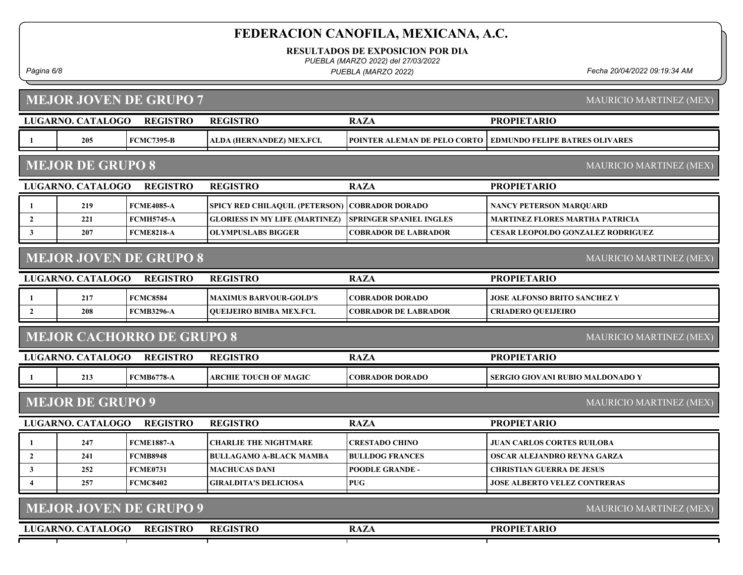## MEJOR JOVEN DE GRUPO 7

MAURICIO MARTINEZ (MEX)

| LUGAR | NO. CATALOGO | REGISTRO | REGISTRO | RAZA | PROPIETARIO |
|---|---|---|---|---|---|
| 1 | 205 | FCMC7395-B | ALDA (HERNANDEZ) MEX.FCI. | POINTER ALEMAN DE PELO CORTO | EDMUNDO FELIPE BATRES OLIVARES |

## MEJOR DE GRUPO 8

MAURICIO MARTINEZ (MEX)

| LUGAR | NO. CATALOGO | REGISTRO | REGISTRO | RAZA | PROPIETARIO |
|---|---|---|---|---|---|
| 1 | 219 | FCME4085-A | SPICY RED CHILAQUIL (PETERSON) | COBRADOR DORADO | NANCY PETERSON MARQUARD |
| 2 | 221 | FCMH5745-A | GLORIESS IN MY LIFE (MARTINEZ) | SPRINGER SPANIEL INGLES | MARTINEZ FLORES MARTHA PATRICIA |
| 3 | 207 | FCME8218-A | OLYMPUSLABS BIGGER | COBRADOR DE LABRADOR | CESAR LEOPOLDO GONZALEZ RODRIGUEZ |

## MEJOR JOVEN DE GRUPO 8

MAURICIO MARTINEZ (MEX)

| LUGAR | NO. CATALOGO | REGISTRO | REGISTRO | RAZA | PROPIETARIO |
|---|---|---|---|---|---|
| 1 | 217 | FCMC8584 | MAXIMUS BARVOUR-GOLD'S | COBRADOR DORADO | JOSE ALFONSO BRITO SANCHEZ Y |
| 2 | 208 | FCMB3296-A | QUEIJEIRO BIMBA MEX.FCI. | COBRADOR DE LABRADOR | CRIADERO QUEIJEIRO |

## MEJOR CACHORRO DE GRUPO 8

MAURICIO MARTINEZ (MEX)

| LUGAR | NO. CATALOGO | REGISTRO | REGISTRO | RAZA | PROPIETARIO |
|---|---|---|---|---|---|
| 1 | 213 | FCMB6778-A | ARCHIE TOUCH OF MAGIC | COBRADOR DORADO | SERGIO GIOVANI RUBIO MALDONADO Y |

## MEJOR DE GRUPO 9

MAURICIO MARTINEZ (MEX)

| LUGAR | NO. CATALOGO | REGISTRO | REGISTRO | RAZA | PROPIETARIO |
|---|---|---|---|---|---|
| 1 | 247 | FCME1887-A | CHARLIE THE NIGHTMARE | CRESTADO CHINO | JUAN CARLOS CORTES RUILOBA |
| 2 | 241 | FCMB8948 | BULLAGAMO A-BLACK MAMBA | BULLDOG FRANCES | OSCAR ALEJANDRO REYNA GARZA |
| 3 | 252 | FCME0731 | MACHUCAS DANI | POODLE GRANDE - | CHRISTIAN GUERRA DE JESUS |
| 4 | 257 | FCMC8402 | GIRALDITA'S DELICIOSA | PUG | JOSE ALBERTO VELEZ CONTRERAS |

## MEJOR JOVEN DE GRUPO 9

MAURICIO MARTINEZ (MEX)

| LUGAR | NO. CATALOGO | REGISTRO | REGISTRO | RAZA | PROPIETARIO |
|---|---|---|---|---|---|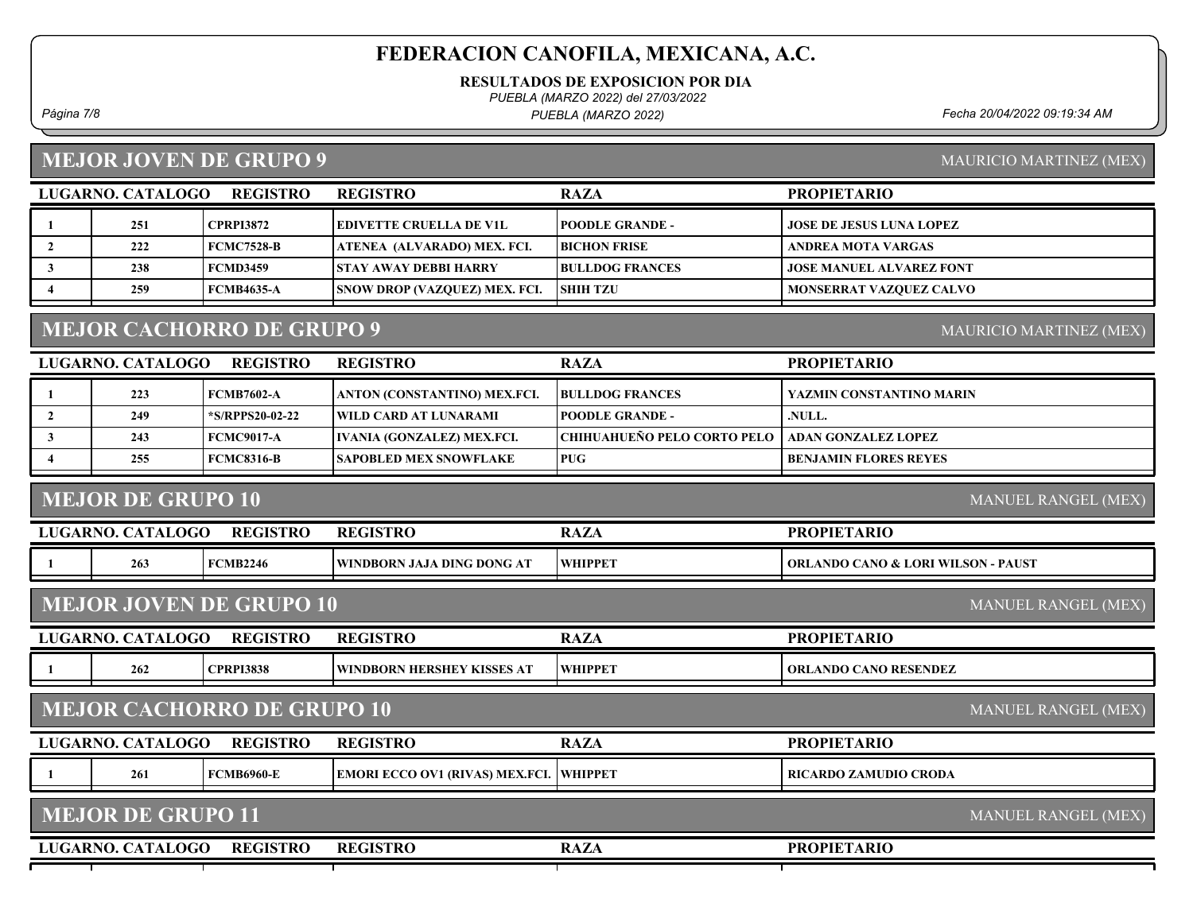## MEJOR JOVEN DE GRUPO 9

MAURICIO MARTINEZ (MEX)

| LUGAR | NO. CATALOGO | REGISTRO | REGISTRO | RAZA | PROPIETARIO |
|---|---|---|---|---|---|
| 1 | 251 | CPRPI3872 | EDIVETTE CRUELLA DE V1L | POODLE GRANDE - | JOSE DE JESUS LUNA LOPEZ |
| 2 | 222 | FCMC7528-B | ATENEA (ALVARADO) MEX. FCI. | BICHON FRISE | ANDREA MOTA VARGAS |
| 3 | 238 | FCMD3459 | STAY AWAY DEBBI HARRY | BULLDOG FRANCES | JOSE MANUEL ALVAREZ FONT |
| 4 | 259 | FCMB4635-A | SNOW DROP (VAZQUEZ) MEX. FCI. | SHIH TZU | MONSERRAT VAZQUEZ CALVO |

## MEJOR CACHORRO DE GRUPO 9

MAURICIO MARTINEZ (MEX)

| LUGAR | NO. CATALOGO | REGISTRO | REGISTRO | RAZA | PROPIETARIO |
|---|---|---|---|---|---|
| 1 | 223 | FCMB7602-A | ANTON (CONSTANTINO) MEX.FCI. | BULLDOG FRANCES | YAZMIN CONSTANTINO MARIN |
| 2 | 249 | *S/RPPS20-02-22 | WILD CARD AT LUNARAMI | POODLE GRANDE - | .NULL. |
| 3 | 243 | FCMC9017-A | IVANIA (GONZALEZ) MEX.FCI. | CHIHUAHUEÑO PELO CORTO PELO | ADAN GONZALEZ LOPEZ |
| 4 | 255 | FCMC8316-B | SAPOBLED MEX SNOWFLAKE | PUG | BENJAMIN FLORES REYES |

## MEJOR DE GRUPO 10

MANUEL RANGEL (MEX)

| LUGAR | NO. CATALOGO | REGISTRO | REGISTRO | RAZA | PROPIETARIO |
|---|---|---|---|---|---|
| 1 | 263 | FCMB2246 | WINDBORN JAJA DING DONG AT | WHIPPET | ORLANDO CANO & LORI WILSON - PAUST |

## MEJOR JOVEN DE GRUPO 10

MANUEL RANGEL (MEX)

| LUGAR | NO. CATALOGO | REGISTRO | REGISTRO | RAZA | PROPIETARIO |
|---|---|---|---|---|---|
| 1 | 262 | CPRPI3838 | WINDBORN HERSHEY KISSES AT | WHIPPET | ORLANDO CANO RESENDEZ |

## MEJOR CACHORRO DE GRUPO 10

MANUEL RANGEL (MEX)

| LUGAR | NO. CATALOGO | REGISTRO | REGISTRO | RAZA | PROPIETARIO |
|---|---|---|---|---|---|
| 1 | 261 | FCMB6960-E | EMORI ECCO OV1 (RIVAS) MEX.FCI. | WHIPPET | RICARDO ZAMUDIO CRODA |

## MEJOR DE GRUPO 11

MANUEL RANGEL (MEX)

| LUGAR | NO. CATALOGO | REGISTRO | REGISTRO | RAZA | PROPIETARIO |
|---|---|---|---|---|---|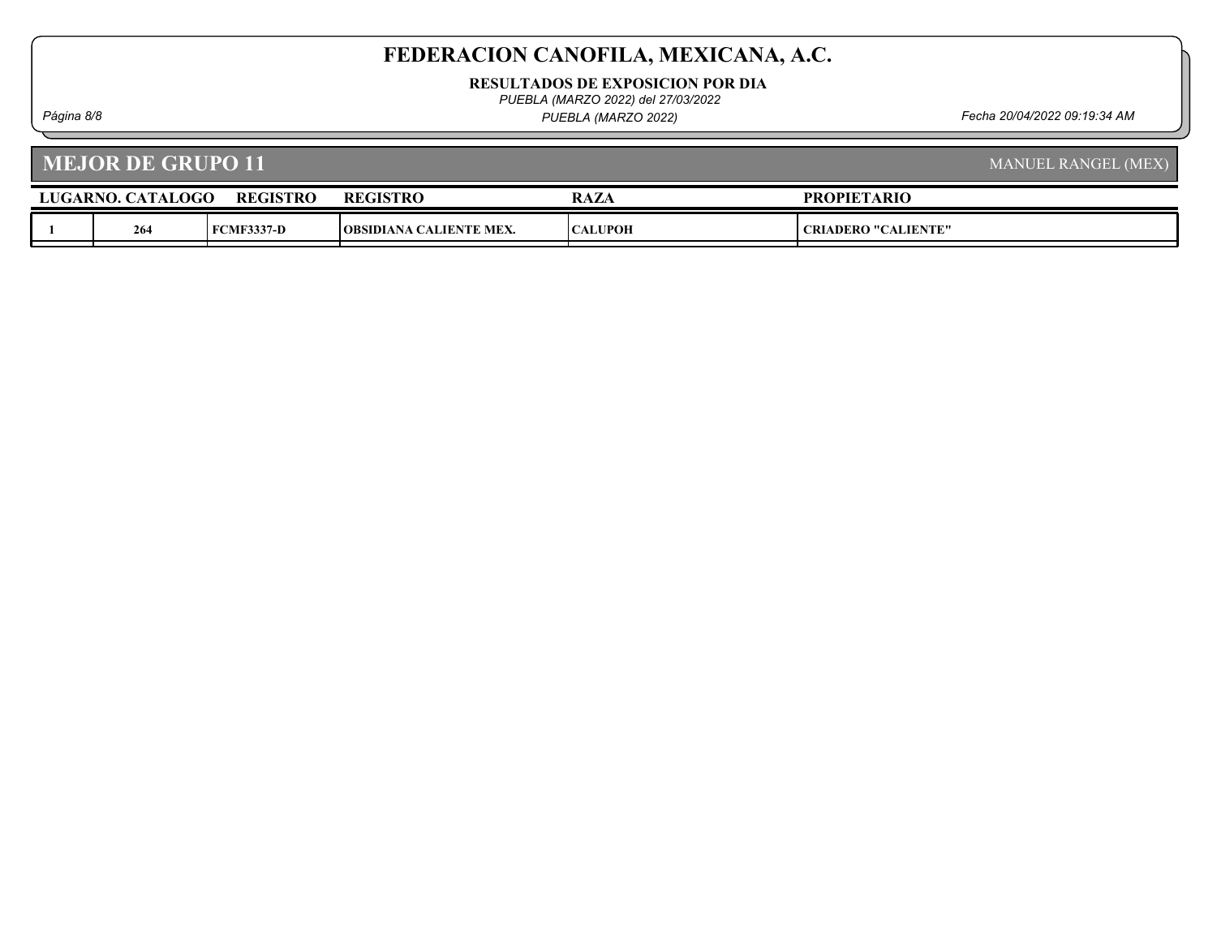## MEJOR DE GRUPO 11

MANUEL RANGEL (MEX)

| LUGAR | NO. CATALOGO | REGISTRO | REGISTRO | RAZA | PROPIETARIO |
|---|---|---|---|---|---|
| 1 | 264 | FCMF3337-D | OBSIDIANA CALIENTE MEX. | CALUPOH | CRIADERO "CALIENTE" |